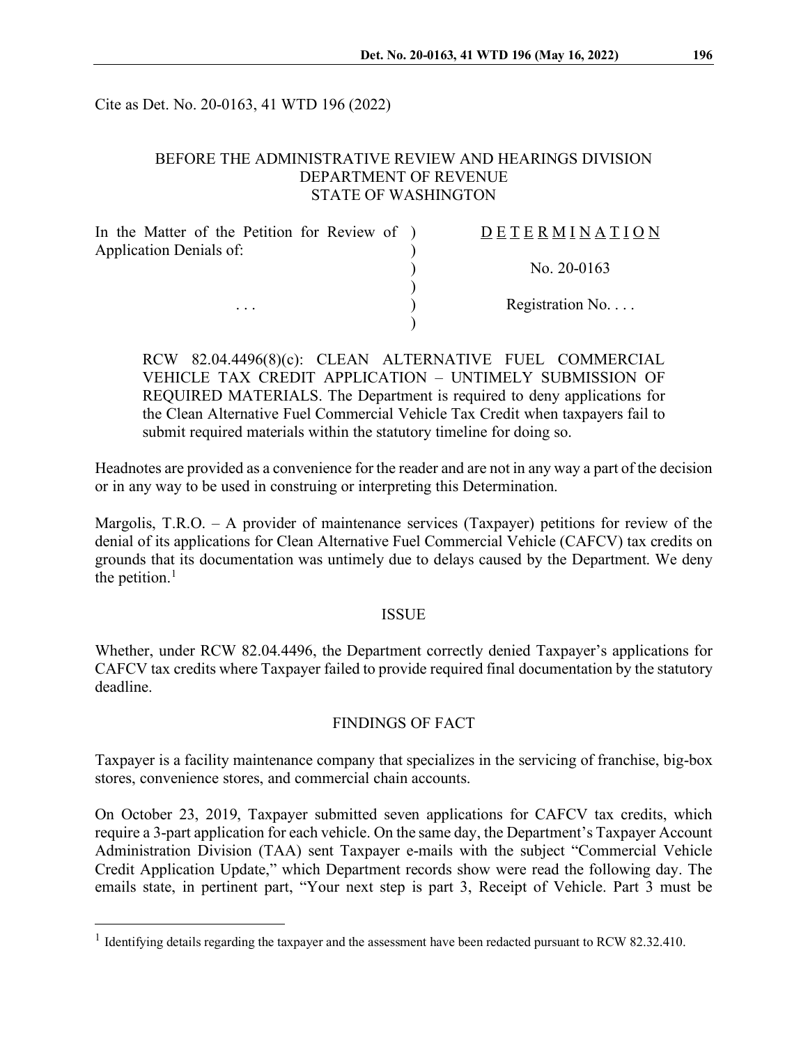Cite as Det. No. 20-0163, 41 WTD 196 (2022)

BEFORE THE ADMINISTRATIVE REVIEW AND HEARINGS DIVISION
DEPARTMENT OF REVENUE
STATE OF WASHINGTON

| | |
|---|---|
| In the Matter of the Petition for Review of Application Denials of: | D E T E R M I N A T I O N |
| | No. 20-0163 |
| . . . | Registration No. . . . |

RCW 82.04.4496(8)(c): CLEAN ALTERNATIVE FUEL COMMERCIAL VEHICLE TAX CREDIT APPLICATION – UNTIMELY SUBMISSION OF REQUIRED MATERIALS. The Department is required to deny applications for the Clean Alternative Fuel Commercial Vehicle Tax Credit when taxpayers fail to submit required materials within the statutory timeline for doing so.

Headnotes are provided as a convenience for the reader and are not in any way a part of the decision or in any way to be used in construing or interpreting this Determination.

Margolis, T.R.O. – A provider of maintenance services (Taxpayer) petitions for review of the denial of its applications for Clean Alternative Fuel Commercial Vehicle (CAFCV) tax credits on grounds that its documentation was untimely due to delays caused by the Department. We deny the petition.[1]

## ISSUE

Whether, under RCW 82.04.4496, the Department correctly denied Taxpayer's applications for CAFCV tax credits where Taxpayer failed to provide required final documentation by the statutory deadline.

## FINDINGS OF FACT

Taxpayer is a facility maintenance company that specializes in the servicing of franchise, big-box stores, convenience stores, and commercial chain accounts.

On October 23, 2019, Taxpayer submitted seven applications for CAFCV tax credits, which require a 3-part application for each vehicle. On the same day, the Department's Taxpayer Account Administration Division (TAA) sent Taxpayer e-mails with the subject "Commercial Vehicle Credit Application Update," which Department records show were read the following day. The emails state, in pertinent part, "Your next step is part 3, Receipt of Vehicle. Part 3 must be

---

[1] Identifying details regarding the taxpayer and the assessment have been redacted pursuant to RCW 82.32.410.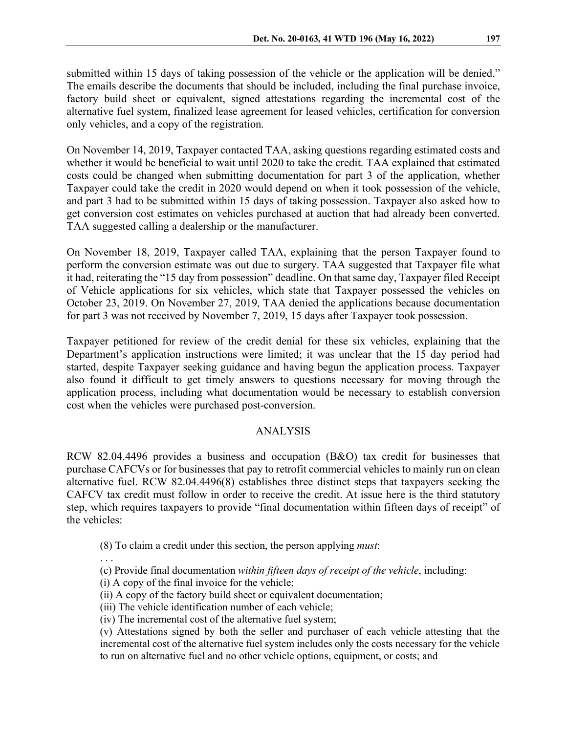submitted within 15 days of taking possession of the vehicle or the application will be denied." The emails describe the documents that should be included, including the final purchase invoice, factory build sheet or equivalent, signed attestations regarding the incremental cost of the alternative fuel system, finalized lease agreement for leased vehicles, certification for conversion only vehicles, and a copy of the registration.

On November 14, 2019, Taxpayer contacted TAA, asking questions regarding estimated costs and whether it would be beneficial to wait until 2020 to take the credit. TAA explained that estimated costs could be changed when submitting documentation for part 3 of the application, whether Taxpayer could take the credit in 2020 would depend on when it took possession of the vehicle, and part 3 had to be submitted within 15 days of taking possession. Taxpayer also asked how to get conversion cost estimates on vehicles purchased at auction that had already been converted. TAA suggested calling a dealership or the manufacturer.

On November 18, 2019, Taxpayer called TAA, explaining that the person Taxpayer found to perform the conversion estimate was out due to surgery. TAA suggested that Taxpayer file what it had, reiterating the "15 day from possession" deadline. On that same day, Taxpayer filed Receipt of Vehicle applications for six vehicles, which state that Taxpayer possessed the vehicles on October 23, 2019. On November 27, 2019, TAA denied the applications because documentation for part 3 was not received by November 7, 2019, 15 days after Taxpayer took possession.

Taxpayer petitioned for review of the credit denial for these six vehicles, explaining that the Department's application instructions were limited; it was unclear that the 15 day period had started, despite Taxpayer seeking guidance and having begun the application process. Taxpayer also found it difficult to get timely answers to questions necessary for moving through the application process, including what documentation would be necessary to establish conversion cost when the vehicles were purchased post-conversion.

## ANALYSIS

RCW 82.04.4496 provides a business and occupation (B&O) tax credit for businesses that purchase CAFCVs or for businesses that pay to retrofit commercial vehicles to mainly run on clean alternative fuel. RCW 82.04.4496(8) establishes three distinct steps that taxpayers seeking the CAFCV tax credit must follow in order to receive the credit. At issue here is the third statutory step, which requires taxpayers to provide "final documentation within fifteen days of receipt" of the vehicles:

> (8) To claim a credit under this section, the person applying *must*:
>
> . . .
>
> (c) Provide final documentation *within fifteen days of receipt of the vehicle*, including:
>
> (i) A copy of the final invoice for the vehicle;
>
> (ii) A copy of the factory build sheet or equivalent documentation;
>
> (iii) The vehicle identification number of each vehicle;
>
> (iv) The incremental cost of the alternative fuel system;
>
> (v) Attestations signed by both the seller and purchaser of each vehicle attesting that the incremental cost of the alternative fuel system includes only the costs necessary for the vehicle to run on alternative fuel and no other vehicle options, equipment, or costs; and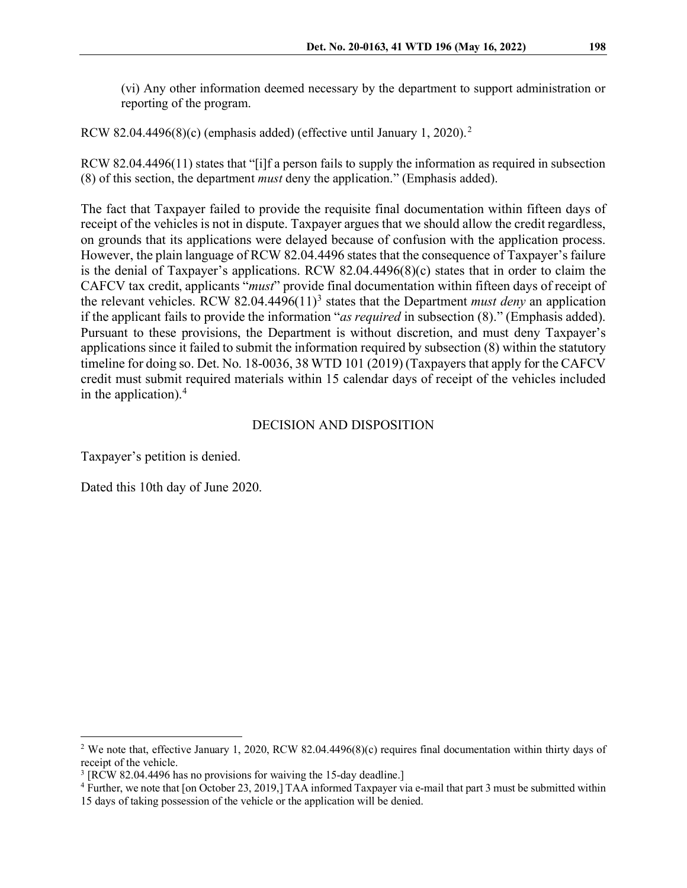(vi) Any other information deemed necessary by the department to support administration or reporting of the program.

RCW 82.04.4496(8)(c) (emphasis added) (effective until January 1, 2020).[2]

RCW 82.04.4496(11) states that "[i]f a person fails to supply the information as required in subsection (8) of this section, the department *must* deny the application." (Emphasis added).

The fact that Taxpayer failed to provide the requisite final documentation within fifteen days of receipt of the vehicles is not in dispute. Taxpayer argues that we should allow the credit regardless, on grounds that its applications were delayed because of confusion with the application process. However, the plain language of RCW 82.04.4496 states that the consequence of Taxpayer's failure is the denial of Taxpayer's applications. RCW 82.04.4496(8)(c) states that in order to claim the CAFCV tax credit, applicants "*must*" provide final documentation within fifteen days of receipt of the relevant vehicles. RCW 82.04.4496(11)[3] states that the Department *must deny* an application if the applicant fails to provide the information "*as required* in subsection (8)." (Emphasis added). Pursuant to these provisions, the Department is without discretion, and must deny Taxpayer's applications since it failed to submit the information required by subsection (8) within the statutory timeline for doing so. Det. No. 18-0036, 38 WTD 101 (2019) (Taxpayers that apply for the CAFCV credit must submit required materials within 15 calendar days of receipt of the vehicles included in the application).[4]

## DECISION AND DISPOSITION

Taxpayer's petition is denied.

Dated this 10th day of June 2020.

---

[2] We note that, effective January 1, 2020, RCW 82.04.4496(8)(c) requires final documentation within thirty days of receipt of the vehicle.

[3] [RCW 82.04.4496 has no provisions for waiving the 15-day deadline.]

[4] Further, we note that [on October 23, 2019,] TAA informed Taxpayer via e-mail that part 3 must be submitted within 15 days of taking possession of the vehicle or the application will be denied.